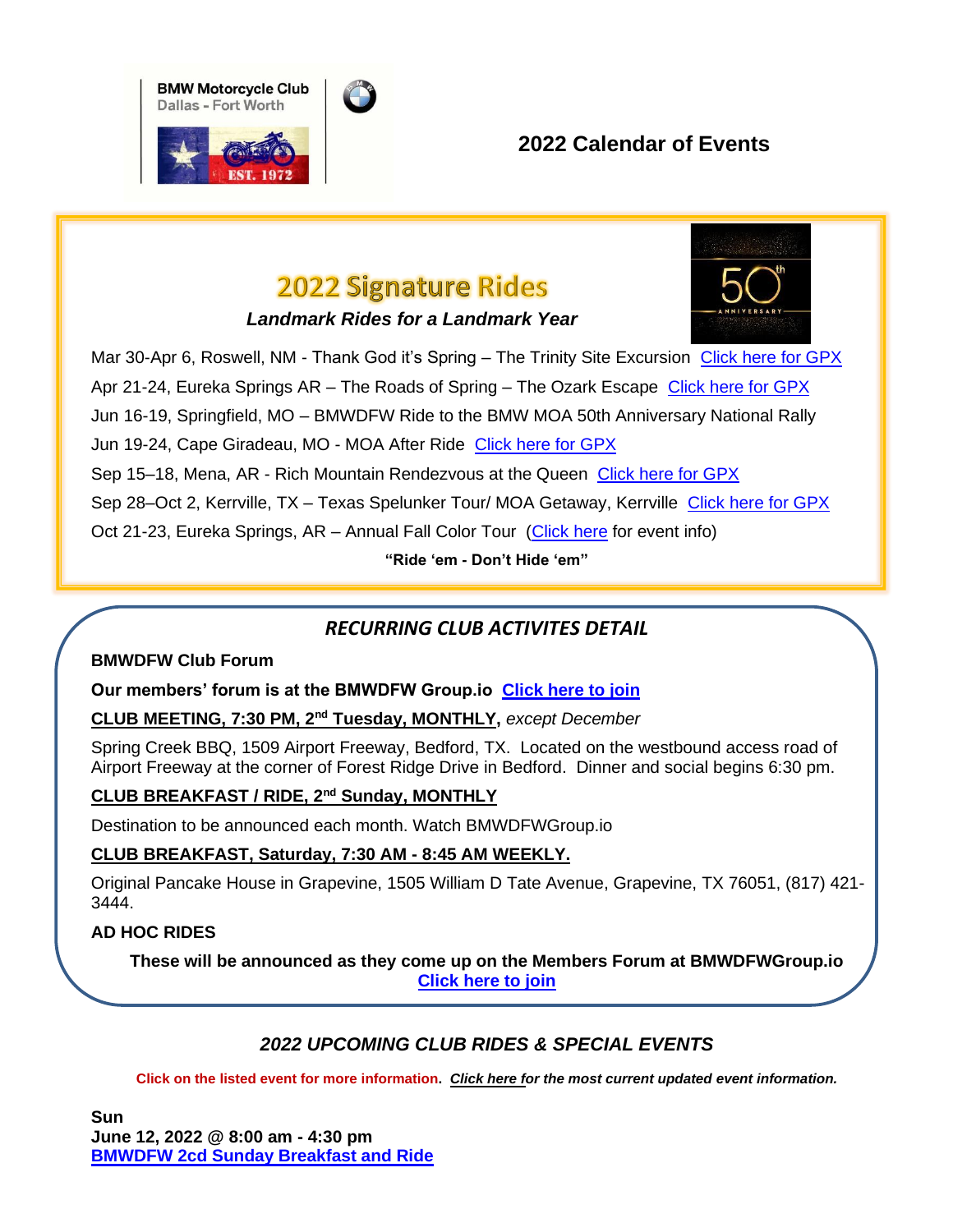BMW Motorcycle Club
Dallas - Fort Worth

EST. 1972

# 2022 Calendar of Events

## 2022 Signature Rides

***Landmark Rides for a Landmark Year***

Mar 30-Apr 6, Roswell, NM - Thank God it's Spring – The Trinity Site Excursion [Click here for GPX]

Apr 21-24, Eureka Springs AR – The Roads of Spring – The Ozark Escape [Click here for GPX]

Jun 16-19, Springfield, MO – BMWDFW Ride to the BMW MOA 50th Anniversary National Rally

Jun 19-24, Cape Giradeau, MO - MOA After Ride [Click here for GPX]

Sep 15–18, Mena, AR - Rich Mountain Rendezvous at the Queen [Click here for GPX]

Sep 28–Oct 2, Kerrville, TX – Texas Spelunker Tour/ MOA Getaway, Kerrville [Click here for GPX]

Oct 21-23, Eureka Springs, AR – Annual Fall Color Tour ([Click here] for event info)

**"Ride 'em - Don't Hide 'em"**

## *RECURRING CLUB ACTIVITES DETAIL*

**BMWDFW Club Forum**

**Our members' forum is at the BMWDFW Group.io [Click here to join]**

**CLUB MEETING, 7:30 PM, 2nd Tuesday, MONTHLY,** *except December*

Spring Creek BBQ, 1509 Airport Freeway, Bedford, TX. Located on the westbound access road of Airport Freeway at the corner of Forest Ridge Drive in Bedford. Dinner and social begins 6:30 pm.

**CLUB BREAKFAST / RIDE, 2nd Sunday, MONTHLY**

Destination to be announced each month. Watch BMWDFWGroup.io

**CLUB BREAKFAST, Saturday, 7:30 AM - 8:45 AM WEEKLY.**

Original Pancake House in Grapevine, 1505 William D Tate Avenue, Grapevine, TX 76051, (817) 421-3444.

**AD HOC RIDES**

**These will be announced as they come up on the Members Forum at BMWDFWGroup.io [Click here to join]**

## *2022 UPCOMING CLUB RIDES & SPECIAL EVENTS*

**Click on the listed event for more information.** ***Click here for the most current updated event information.***

**Sun**
**June 12, 2022 @ 8:00 am - 4:30 pm**
**BMWDFW 2cd Sunday Breakfast and Ride**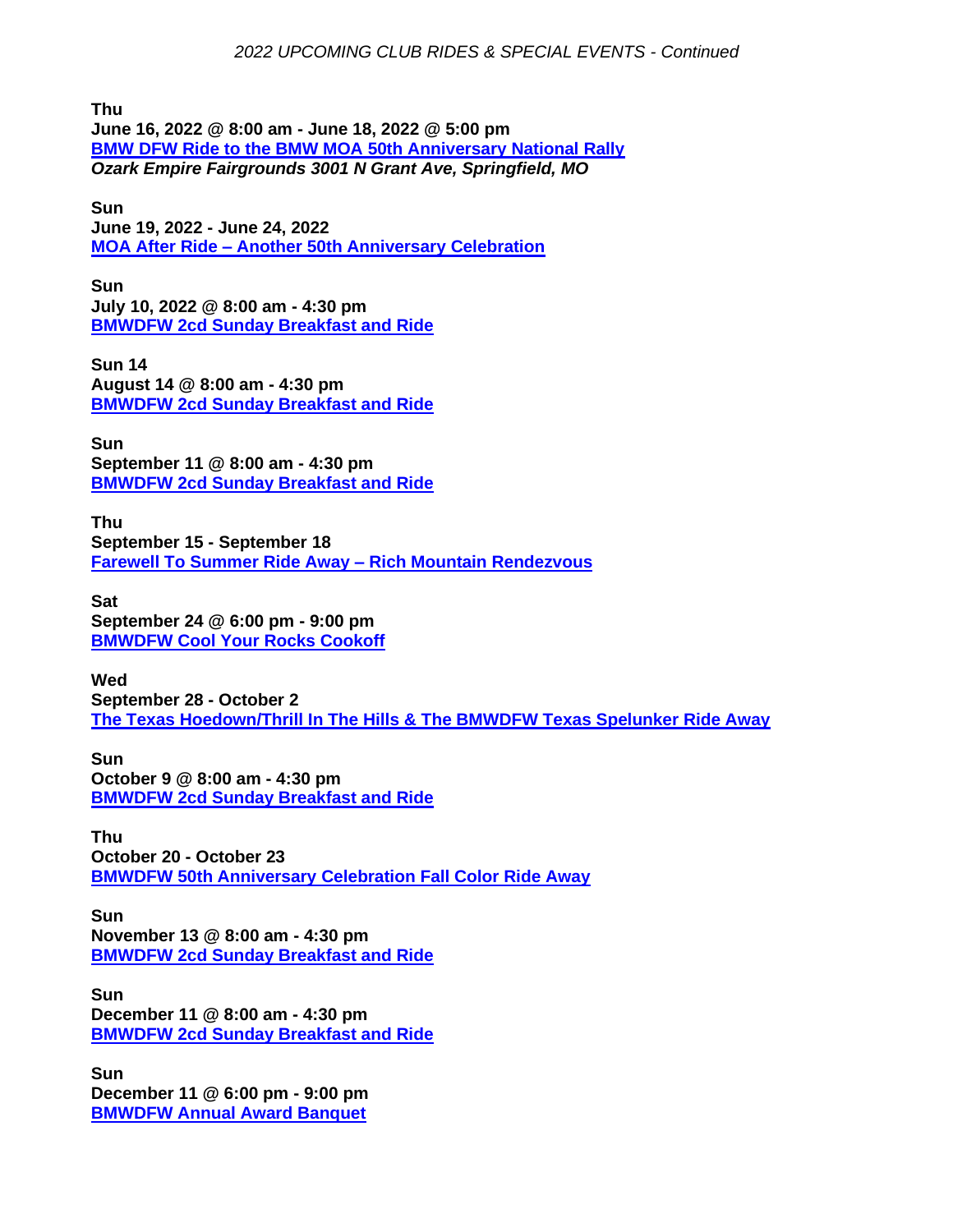*2022 UPCOMING CLUB RIDES & SPECIAL EVENTS - Continued*

**Thu**
**June 16, 2022 @ 8:00 am - June 18, 2022 @ 5:00 pm**
**BMW DFW Ride to the BMW MOA 50th Anniversary National Rally**
***Ozark Empire Fairgrounds 3001 N Grant Ave, Springfield, MO***

**Sun**
**June 19, 2022 - June 24, 2022**
**MOA After Ride – Another 50th Anniversary Celebration**

**Sun**
**July 10, 2022 @ 8:00 am - 4:30 pm**
**BMWDFW 2cd Sunday Breakfast and Ride**

**Sun 14**
**August 14 @ 8:00 am - 4:30 pm**
**BMWDFW 2cd Sunday Breakfast and Ride**

**Sun**
**September 11 @ 8:00 am - 4:30 pm**
**BMWDFW 2cd Sunday Breakfast and Ride**

**Thu**
**September 15 - September 18**
**Farewell To Summer Ride Away – Rich Mountain Rendezvous**

**Sat**
**September 24 @ 6:00 pm - 9:00 pm**
**BMWDFW Cool Your Rocks Cookoff**

**Wed**
**September 28 - October 2**
**The Texas Hoedown/Thrill In The Hills & The BMWDFW Texas Spelunker Ride Away**

**Sun**
**October 9 @ 8:00 am - 4:30 pm**
**BMWDFW 2cd Sunday Breakfast and Ride**

**Thu**
**October 20 - October 23**
**BMWDFW 50th Anniversary Celebration Fall Color Ride Away**

**Sun**
**November 13 @ 8:00 am - 4:30 pm**
**BMWDFW 2cd Sunday Breakfast and Ride**

**Sun**
**December 11 @ 8:00 am - 4:30 pm**
**BMWDFW 2cd Sunday Breakfast and Ride**

**Sun**
**December 11 @ 6:00 pm - 9:00 pm**
**BMWDFW Annual Award Banquet**